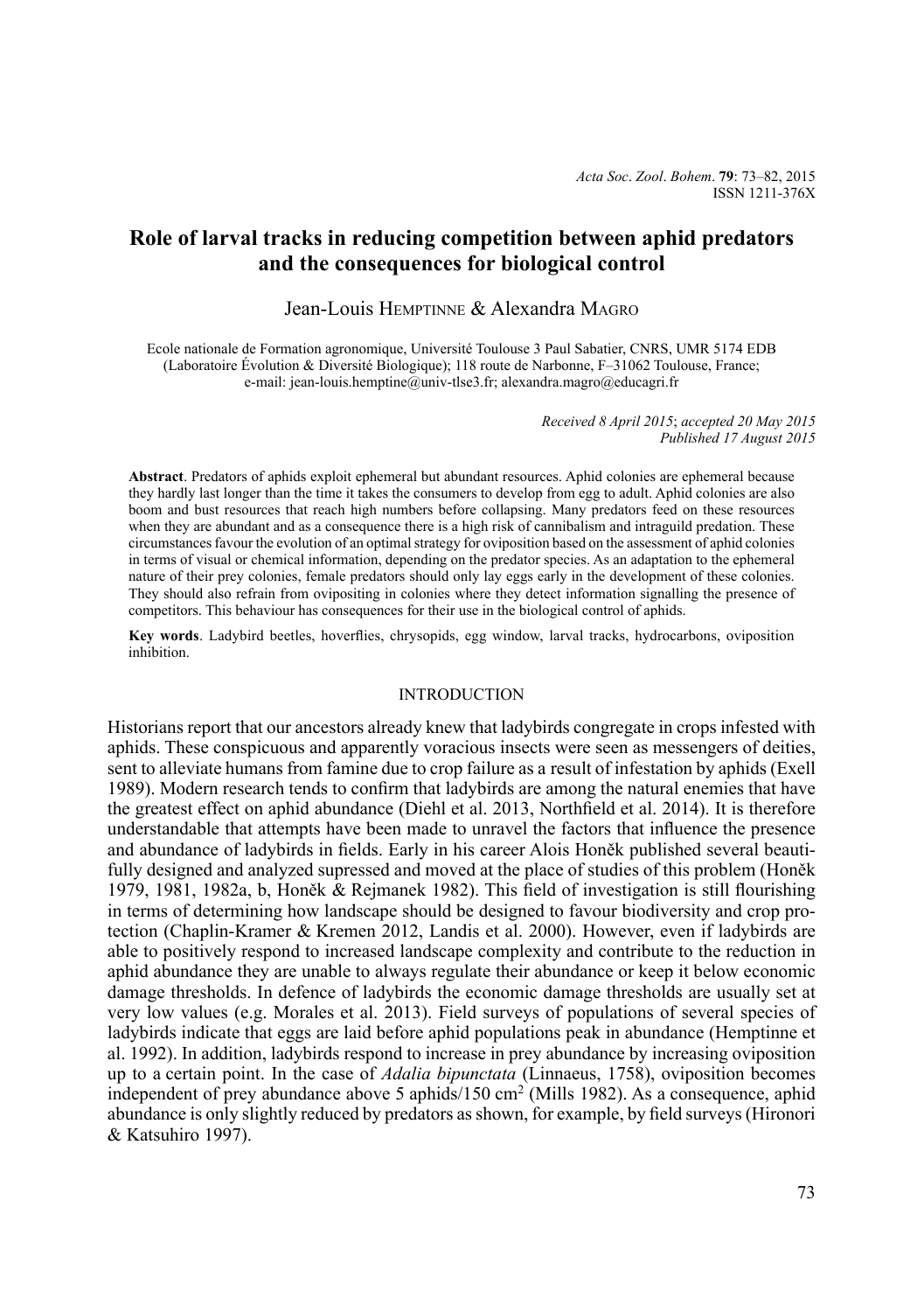# Role of larval tracks in reducing competition between aphid predators and the consequences for biological control

Jean-Louis Hemptinne & Alexandra Magro

Ecole nationale de Formation agronomique, Université Toulouse 3 Paul Sabatier, CNRS, UMR 5174 EDB (Laboratoire Évolution & Diversité Biologique); 118 route de Narbonne, F–31062 Toulouse, France; e-mail: jean-louis.hemptine@univ-tlse3.fr; alexandra.magro@educagri.fr

*Received 8 April 2015*; *accepted 20 May 2015*
*Published 17 August 2015*

**Abstract**. Predators of aphids exploit ephemeral but abundant resources. Aphid colonies are ephemeral because they hardly last longer than the time it takes the consumers to develop from egg to adult. Aphid colonies are also boom and bust resources that reach high numbers before collapsing. Many predators feed on these resources when they are abundant and as a consequence there is a high risk of cannibalism and intraguild predation. These circumstances favour the evolution of an optimal strategy for oviposition based on the assessment of aphid colonies in terms of visual or chemical information, depending on the predator species. As an adaptation to the ephemeral nature of their prey colonies, female predators should only lay eggs early in the development of these colonies. They should also refrain from ovipositing in colonies where they detect information signalling the presence of competitors. This behaviour has consequences for their use in the biological control of aphids.

**Key words**. Ladybird beetles, hoverflies, chrysopids, egg window, larval tracks, hydrocarbons, oviposition inhibition.

## INTRODUCTION

Historians report that our ancestors already knew that ladybirds congregate in crops infested with aphids. These conspicuous and apparently voracious insects were seen as messengers of deities, sent to alleviate humans from famine due to crop failure as a result of infestation by aphids (Exell 1989). Modern research tends to confirm that ladybirds are among the natural enemies that have the greatest effect on aphid abundance (Diehl et al. 2013, Northfield et al. 2014). It is therefore understandable that attempts have been made to unravel the factors that influence the presence and abundance of ladybirds in fields. Early in his career Alois Honěk published several beautifully designed and analyzed supressed and moved at the place of studies of this problem (Honěk 1979, 1981, 1982a, b, Honěk & Rejmanek 1982). This field of investigation is still flourishing in terms of determining how landscape should be designed to favour biodiversity and crop protection (Chaplin-Kramer & Kremen 2012, Landis et al. 2000). However, even if ladybirds are able to positively respond to increased landscape complexity and contribute to the reduction in aphid abundance they are unable to always regulate their abundance or keep it below economic damage thresholds. In defence of ladybirds the economic damage thresholds are usually set at very low values (e.g. Morales et al. 2013). Field surveys of populations of several species of ladybirds indicate that eggs are laid before aphid populations peak in abundance (Hemptinne et al. 1992). In addition, ladybirds respond to increase in prey abundance by increasing oviposition up to a certain point. In the case of *Adalia bipunctata* (Linnaeus, 1758), oviposition becomes independent of prey abundance above 5 aphids/150 cm$^2$ (Mills 1982). As a consequence, aphid abundance is only slightly reduced by predators as shown, for example, by field surveys (Hironori & Katsuhiro 1997).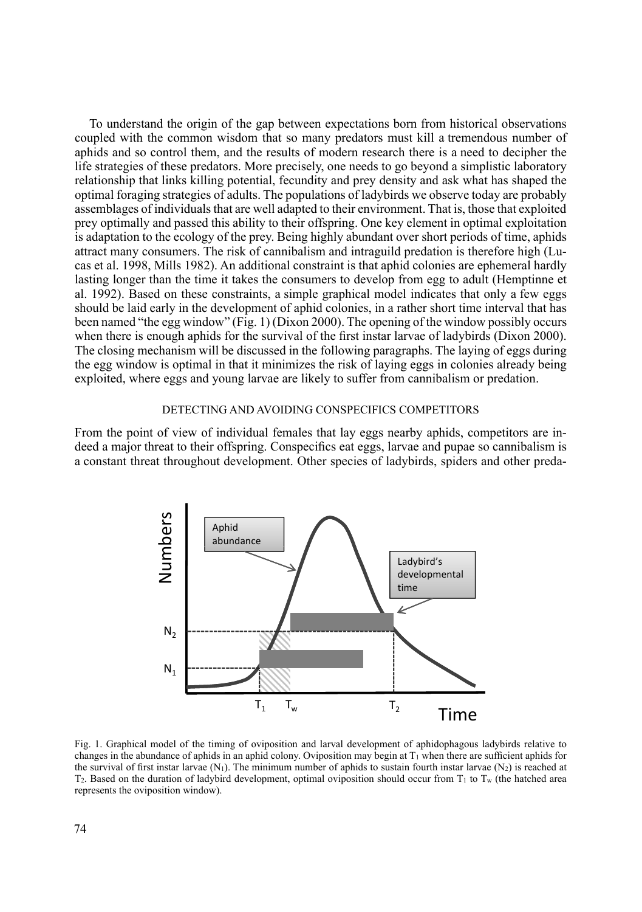To understand the origin of the gap between expectations born from historical observations coupled with the common wisdom that so many predators must kill a tremendous number of aphids and so control them, and the results of modern research there is a need to decipher the life strategies of these predators. More precisely, one needs to go beyond a simplistic laboratory relationship that links killing potential, fecundity and prey density and ask what has shaped the optimal foraging strategies of adults. The populations of ladybirds we observe today are probably assemblages of individuals that are well adapted to their environment. That is, those that exploited prey optimally and passed this ability to their offspring. One key element in optimal exploitation is adaptation to the ecology of the prey. Being highly abundant over short periods of time, aphids attract many consumers. The risk of cannibalism and intraguild predation is therefore high (Lucas et al. 1998, Mills 1982). An additional constraint is that aphid colonies are ephemeral hardly lasting longer than the time it takes the consumers to develop from egg to adult (Hemptinne et al. 1992). Based on these constraints, a simple graphical model indicates that only a few eggs should be laid early in the development of aphid colonies, in a rather short time interval that has been named "the egg window" (Fig. 1) (Dixon 2000). The opening of the window possibly occurs when there is enough aphids for the survival of the first instar larvae of ladybirds (Dixon 2000). The closing mechanism will be discussed in the following paragraphs. The laying of eggs during the egg window is optimal in that it minimizes the risk of laying eggs in colonies already being exploited, where eggs and young larvae are likely to suffer from cannibalism or predation.

## DETECTING AND AVOIDING CONSPECIFICS COMPETITORS

From the point of view of individual females that lay eggs nearby aphids, competitors are indeed a major threat to their offspring. Conspecifics eat eggs, larvae and pupae so cannibalism is a constant threat throughout development. Other species of ladybirds, spiders and other preda-

Fig. 1. Graphical model of the timing of oviposition and larval development of aphidophagous ladybirds relative to changes in the abundance of aphids in an aphid colony. Oviposition may begin at $T_1$ when there are sufficient aphids for the survival of first instar larvae ($N_1$). The minimum number of aphids to sustain fourth instar larvae ($N_2$) is reached at $T_2$. Based on the duration of ladybird development, optimal oviposition should occur from $T_1$ to $T_w$ (the hatched area represents the oviposition window).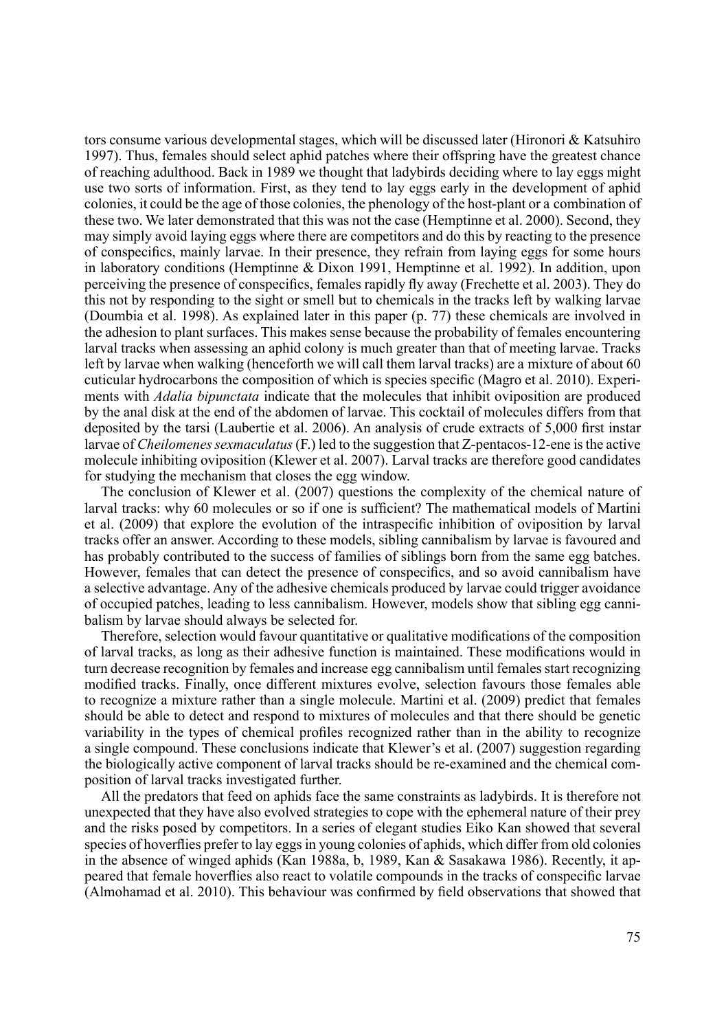tors consume various developmental stages, which will be discussed later (Hironori & Katsuhiro 1997). Thus, females should select aphid patches where their offspring have the greatest chance of reaching adulthood. Back in 1989 we thought that ladybirds deciding where to lay eggs might use two sorts of information. First, as they tend to lay eggs early in the development of aphid colonies, it could be the age of those colonies, the phenology of the host-plant or a combination of these two. We later demonstrated that this was not the case (Hemptinne et al. 2000). Second, they may simply avoid laying eggs where there are competitors and do this by reacting to the presence of conspecifics, mainly larvae. In their presence, they refrain from laying eggs for some hours in laboratory conditions (Hemptinne & Dixon 1991, Hemptinne et al. 1992). In addition, upon perceiving the presence of conspecifics, females rapidly fly away (Frechette et al. 2003). They do this not by responding to the sight or smell but to chemicals in the tracks left by walking larvae (Doumbia et al. 1998). As explained later in this paper (p. 77) these chemicals are involved in the adhesion to plant surfaces. This makes sense because the probability of females encountering larval tracks when assessing an aphid colony is much greater than that of meeting larvae. Tracks left by larvae when walking (henceforth we will call them larval tracks) are a mixture of about 60 cuticular hydrocarbons the composition of which is species specific (Magro et al. 2010). Experiments with *Adalia bipunctata* indicate that the molecules that inhibit oviposition are produced by the anal disk at the end of the abdomen of larvae. This cocktail of molecules differs from that deposited by the tarsi (Laubertie et al. 2006). An analysis of crude extracts of 5,000 first instar larvae of *Cheilomenes sexmaculatus* (F.) led to the suggestion that Z-pentacos-12-ene is the active molecule inhibiting oviposition (Klewer et al. 2007). Larval tracks are therefore good candidates for studying the mechanism that closes the egg window.

The conclusion of Klewer et al. (2007) questions the complexity of the chemical nature of larval tracks: why 60 molecules or so if one is sufficient? The mathematical models of Martini et al. (2009) that explore the evolution of the intraspecific inhibition of oviposition by larval tracks offer an answer. According to these models, sibling cannibalism by larvae is favoured and has probably contributed to the success of families of siblings born from the same egg batches. However, females that can detect the presence of conspecifics, and so avoid cannibalism have a selective advantage. Any of the adhesive chemicals produced by larvae could trigger avoidance of occupied patches, leading to less cannibalism. However, models show that sibling egg cannibalism by larvae should always be selected for.

Therefore, selection would favour quantitative or qualitative modifications of the composition of larval tracks, as long as their adhesive function is maintained. These modifications would in turn decrease recognition by females and increase egg cannibalism until females start recognizing modified tracks. Finally, once different mixtures evolve, selection favours those females able to recognize a mixture rather than a single molecule. Martini et al. (2009) predict that females should be able to detect and respond to mixtures of molecules and that there should be genetic variability in the types of chemical profiles recognized rather than in the ability to recognize a single compound. These conclusions indicate that Klewer's et al. (2007) suggestion regarding the biologically active component of larval tracks should be re-examined and the chemical composition of larval tracks investigated further.

All the predators that feed on aphids face the same constraints as ladybirds. It is therefore not unexpected that they have also evolved strategies to cope with the ephemeral nature of their prey and the risks posed by competitors. In a series of elegant studies Eiko Kan showed that several species of hoverflies prefer to lay eggs in young colonies of aphids, which differ from old colonies in the absence of winged aphids (Kan 1988a, b, 1989, Kan & Sasakawa 1986). Recently, it appeared that female hoverflies also react to volatile compounds in the tracks of conspecific larvae (Almohamad et al. 2010). This behaviour was confirmed by field observations that showed that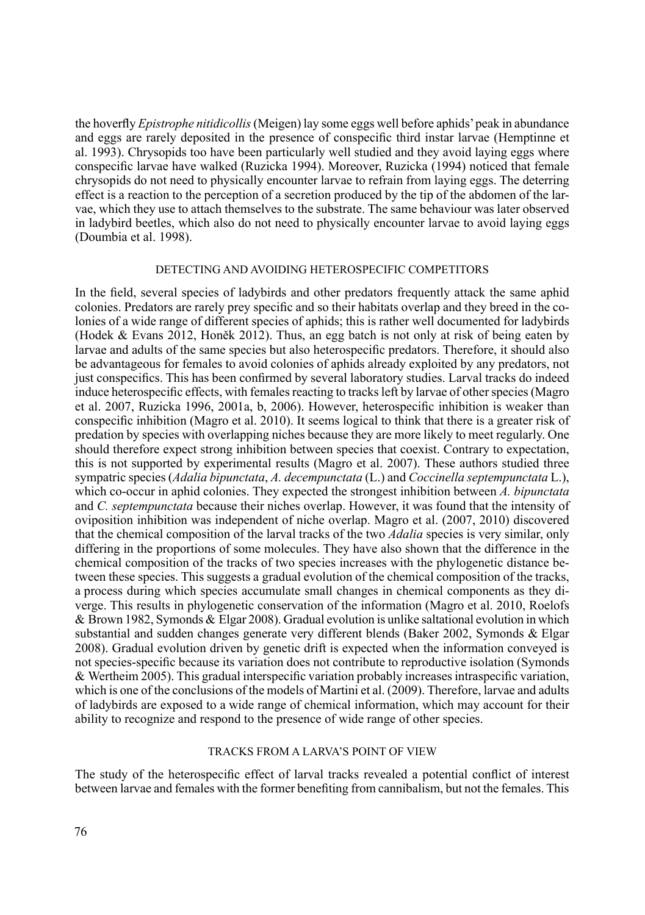the hoverfly *Epistrophe nitidicollis* (Meigen) lay some eggs well before aphids' peak in abundance and eggs are rarely deposited in the presence of conspecific third instar larvae (Hemptinne et al. 1993). Chrysopids too have been particularly well studied and they avoid laying eggs where conspecific larvae have walked (Ruzicka 1994). Moreover, Ruzicka (1994) noticed that female chrysopids do not need to physically encounter larvae to refrain from laying eggs. The deterring effect is a reaction to the perception of a secretion produced by the tip of the abdomen of the larvae, which they use to attach themselves to the substrate. The same behaviour was later observed in ladybird beetles, which also do not need to physically encounter larvae to avoid laying eggs (Doumbia et al. 1998).

## DETECTING AND AVOIDING HETEROSPECIFIC COMPETITORS

In the field, several species of ladybirds and other predators frequently attack the same aphid colonies. Predators are rarely prey specific and so their habitats overlap and they breed in the colonies of a wide range of different species of aphids; this is rather well documented for ladybirds (Hodek & Evans 2012, Honěk 2012). Thus, an egg batch is not only at risk of being eaten by larvae and adults of the same species but also heterospecific predators. Therefore, it should also be advantageous for females to avoid colonies of aphids already exploited by any predators, not just conspecifics. This has been confirmed by several laboratory studies. Larval tracks do indeed induce heterospecific effects, with females reacting to tracks left by larvae of other species (Magro et al. 2007, Ruzicka 1996, 2001a, b, 2006). However, heterospecific inhibition is weaker than conspecific inhibition (Magro et al. 2010). It seems logical to think that there is a greater risk of predation by species with overlapping niches because they are more likely to meet regularly. One should therefore expect strong inhibition between species that coexist. Contrary to expectation, this is not supported by experimental results (Magro et al. 2007). These authors studied three sympatric species (*Adalia bipunctata*, *A. decempunctata* (L.) and *Coccinella septempunctata* L.), which co-occur in aphid colonies. They expected the strongest inhibition between *A. bipunctata* and *C. septempunctata* because their niches overlap. However, it was found that the intensity of oviposition inhibition was independent of niche overlap. Magro et al. (2007, 2010) discovered that the chemical composition of the larval tracks of the two *Adalia* species is very similar, only differing in the proportions of some molecules. They have also shown that the difference in the chemical composition of the tracks of two species increases with the phylogenetic distance between these species. This suggests a gradual evolution of the chemical composition of the tracks, a process during which species accumulate small changes in chemical components as they diverge. This results in phylogenetic conservation of the information (Magro et al. 2010, Roelofs & Brown 1982, Symonds & Elgar 2008). Gradual evolution is unlike saltational evolution in which substantial and sudden changes generate very different blends (Baker 2002, Symonds & Elgar 2008). Gradual evolution driven by genetic drift is expected when the information conveyed is not species-specific because its variation does not contribute to reproductive isolation (Symonds & Wertheim 2005). This gradual interspecific variation probably increases intraspecific variation, which is one of the conclusions of the models of Martini et al. (2009). Therefore, larvae and adults of ladybirds are exposed to a wide range of chemical information, which may account for their ability to recognize and respond to the presence of wide range of other species.

## TRACKS FROM A LARVA'S POINT OF VIEW

The study of the heterospecific effect of larval tracks revealed a potential conflict of interest between larvae and females with the former benefiting from cannibalism, but not the females. This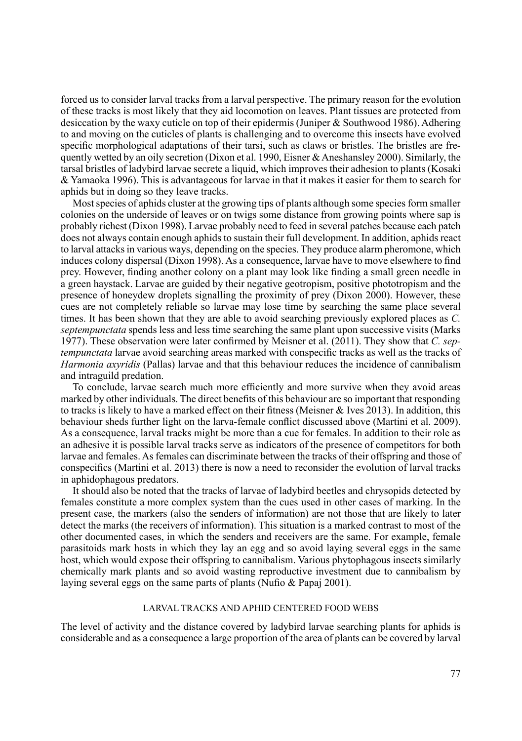forced us to consider larval tracks from a larval perspective. The primary reason for the evolution of these tracks is most likely that they aid locomotion on leaves. Plant tissues are protected from desiccation by the waxy cuticle on top of their epidermis (Juniper & Southwood 1986). Adhering to and moving on the cuticles of plants is challenging and to overcome this insects have evolved specific morphological adaptations of their tarsi, such as claws or bristles. The bristles are frequently wetted by an oily secretion (Dixon et al. 1990, Eisner & Aneshansley 2000). Similarly, the tarsal bristles of ladybird larvae secrete a liquid, which improves their adhesion to plants (Kosaki & Yamaoka 1996). This is advantageous for larvae in that it makes it easier for them to search for aphids but in doing so they leave tracks.

Most species of aphids cluster at the growing tips of plants although some species form smaller colonies on the underside of leaves or on twigs some distance from growing points where sap is probably richest (Dixon 1998). Larvae probably need to feed in several patches because each patch does not always contain enough aphids to sustain their full development. In addition, aphids react to larval attacks in various ways, depending on the species. They produce alarm pheromone, which induces colony dispersal (Dixon 1998). As a consequence, larvae have to move elsewhere to find prey. However, finding another colony on a plant may look like finding a small green needle in a green haystack. Larvae are guided by their negative geotropism, positive phototropism and the presence of honeydew droplets signalling the proximity of prey (Dixon 2000). However, these cues are not completely reliable so larvae may lose time by searching the same place several times. It has been shown that they are able to avoid searching previously explored places as *C. septempunctata* spends less and less time searching the same plant upon successive visits (Marks 1977). These observation were later confirmed by Meisner et al. (2011). They show that *C. septempunctata* larvae avoid searching areas marked with conspecific tracks as well as the tracks of *Harmonia axyridis* (Pallas) larvae and that this behaviour reduces the incidence of cannibalism and intraguild predation.

To conclude, larvae search much more efficiently and more survive when they avoid areas marked by other individuals. The direct benefits of this behaviour are so important that responding to tracks is likely to have a marked effect on their fitness (Meisner & Ives 2013). In addition, this behaviour sheds further light on the larva-female conflict discussed above (Martini et al. 2009). As a consequence, larval tracks might be more than a cue for females. In addition to their role as an adhesive it is possible larval tracks serve as indicators of the presence of competitors for both larvae and females. As females can discriminate between the tracks of their offspring and those of conspecifics (Martini et al. 2013) there is now a need to reconsider the evolution of larval tracks in aphidophagous predators.

It should also be noted that the tracks of larvae of ladybird beetles and chrysopids detected by females constitute a more complex system than the cues used in other cases of marking. In the present case, the markers (also the senders of information) are not those that are likely to later detect the marks (the receivers of information). This situation is a marked contrast to most of the other documented cases, in which the senders and receivers are the same. For example, female parasitoids mark hosts in which they lay an egg and so avoid laying several eggs in the same host, which would expose their offspring to cannibalism. Various phytophagous insects similarly chemically mark plants and so avoid wasting reproductive investment due to cannibalism by laying several eggs on the same parts of plants (Nufio & Papaj 2001).

## LARVAL TRACKS AND APHID CENTERED FOOD WEBS

The level of activity and the distance covered by ladybird larvae searching plants for aphids is considerable and as a consequence a large proportion of the area of plants can be covered by larval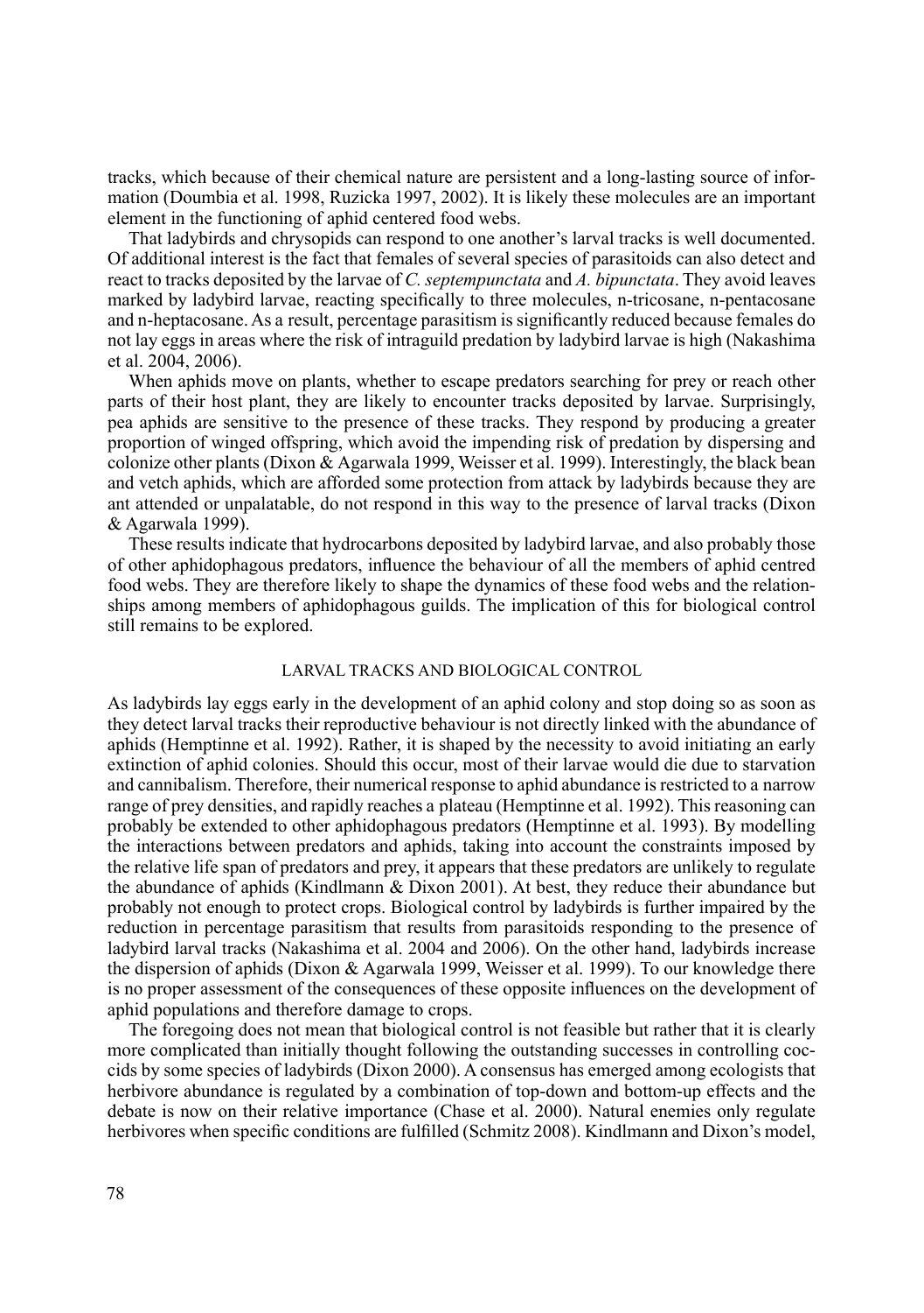tracks, which because of their chemical nature are persistent and a long-lasting source of information (Doumbia et al. 1998, Ruzicka 1997, 2002). It is likely these molecules are an important element in the functioning of aphid centered food webs.

That ladybirds and chrysopids can respond to one another's larval tracks is well documented. Of additional interest is the fact that females of several species of parasitoids can also detect and react to tracks deposited by the larvae of *C. septempunctata* and *A. bipunctata*. They avoid leaves marked by ladybird larvae, reacting specifically to three molecules, n-tricosane, n-pentacosane and n-heptacosane. As a result, percentage parasitism is significantly reduced because females do not lay eggs in areas where the risk of intraguild predation by ladybird larvae is high (Nakashima et al. 2004, 2006).

When aphids move on plants, whether to escape predators searching for prey or reach other parts of their host plant, they are likely to encounter tracks deposited by larvae. Surprisingly, pea aphids are sensitive to the presence of these tracks. They respond by producing a greater proportion of winged offspring, which avoid the impending risk of predation by dispersing and colonize other plants (Dixon & Agarwala 1999, Weisser et al. 1999). Interestingly, the black bean and vetch aphids, which are afforded some protection from attack by ladybirds because they are ant attended or unpalatable, do not respond in this way to the presence of larval tracks (Dixon & Agarwala 1999).

These results indicate that hydrocarbons deposited by ladybird larvae, and also probably those of other aphidophagous predators, influence the behaviour of all the members of aphid centred food webs. They are therefore likely to shape the dynamics of these food webs and the relationships among members of aphidophagous guilds. The implication of this for biological control still remains to be explored.

## LARVAL TRACKS AND BIOLOGICAL CONTROL

As ladybirds lay eggs early in the development of an aphid colony and stop doing so as soon as they detect larval tracks their reproductive behaviour is not directly linked with the abundance of aphids (Hemptinne et al. 1992). Rather, it is shaped by the necessity to avoid initiating an early extinction of aphid colonies. Should this occur, most of their larvae would die due to starvation and cannibalism. Therefore, their numerical response to aphid abundance is restricted to a narrow range of prey densities, and rapidly reaches a plateau (Hemptinne et al. 1992). This reasoning can probably be extended to other aphidophagous predators (Hemptinne et al. 1993). By modelling the interactions between predators and aphids, taking into account the constraints imposed by the relative life span of predators and prey, it appears that these predators are unlikely to regulate the abundance of aphids (Kindlmann & Dixon 2001). At best, they reduce their abundance but probably not enough to protect crops. Biological control by ladybirds is further impaired by the reduction in percentage parasitism that results from parasitoids responding to the presence of ladybird larval tracks (Nakashima et al. 2004 and 2006). On the other hand, ladybirds increase the dispersion of aphids (Dixon & Agarwala 1999, Weisser et al. 1999). To our knowledge there is no proper assessment of the consequences of these opposite influences on the development of aphid populations and therefore damage to crops.

The foregoing does not mean that biological control is not feasible but rather that it is clearly more complicated than initially thought following the outstanding successes in controlling coccids by some species of ladybirds (Dixon 2000). A consensus has emerged among ecologists that herbivore abundance is regulated by a combination of top-down and bottom-up effects and the debate is now on their relative importance (Chase et al. 2000). Natural enemies only regulate herbivores when specific conditions are fulfilled (Schmitz 2008). Kindlmann and Dixon's model,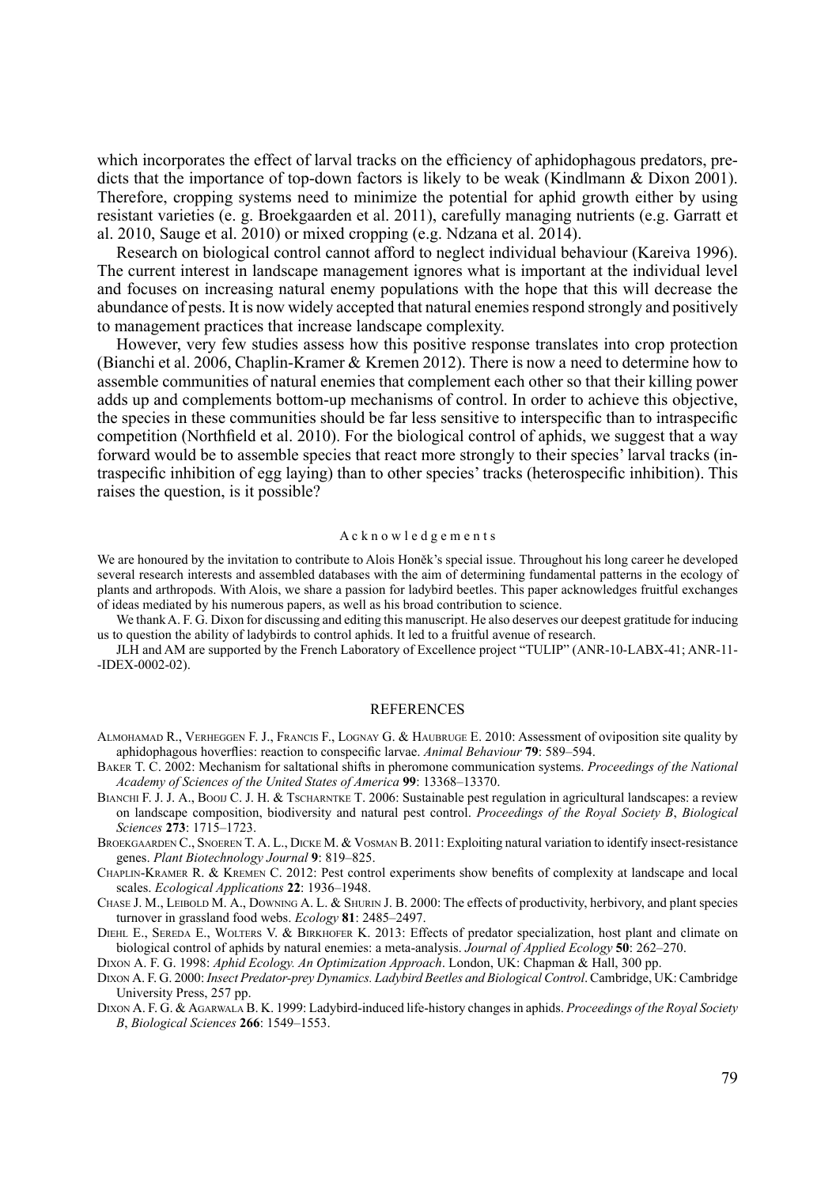which incorporates the effect of larval tracks on the efficiency of aphidophagous predators, predicts that the importance of top-down factors is likely to be weak (Kindlmann & Dixon 2001). Therefore, cropping systems need to minimize the potential for aphid growth either by using resistant varieties (e. g. Broekgaarden et al. 2011), carefully managing nutrients (e.g. Garratt et al. 2010, Sauge et al. 2010) or mixed cropping (e.g. Ndzana et al. 2014).

Research on biological control cannot afford to neglect individual behaviour (Kareiva 1996). The current interest in landscape management ignores what is important at the individual level and focuses on increasing natural enemy populations with the hope that this will decrease the abundance of pests. It is now widely accepted that natural enemies respond strongly and positively to management practices that increase landscape complexity.

However, very few studies assess how this positive response translates into crop protection (Bianchi et al. 2006, Chaplin-Kramer & Kremen 2012). There is now a need to determine how to assemble communities of natural enemies that complement each other so that their killing power adds up and complements bottom-up mechanisms of control. In order to achieve this objective, the species in these communities should be far less sensitive to interspecific than to intraspecific competition (Northfield et al. 2010). For the biological control of aphids, we suggest that a way forward would be to assemble species that react more strongly to their species' larval tracks (intraspecific inhibition of egg laying) than to other species' tracks (heterospecific inhibition). This raises the question, is it possible?

## Acknowledgements

We are honoured by the invitation to contribute to Alois Honěk's special issue. Throughout his long career he developed several research interests and assembled databases with the aim of determining fundamental patterns in the ecology of plants and arthropods. With Alois, we share a passion for ladybird beetles. This paper acknowledges fruitful exchanges of ideas mediated by his numerous papers, as well as his broad contribution to science.

We thank A. F. G. Dixon for discussing and editing this manuscript. He also deserves our deepest gratitude for inducing us to question the ability of ladybirds to control aphids. It led to a fruitful avenue of research.

JLH and AM are supported by the French Laboratory of Excellence project "TULIP" (ANR-10-LABX-41; ANR-11--IDEX-0002-02).

## REFERENCES

Almohamad R., Verheggen F. J., Francis F., Lognay G. & Haubruge E. 2010: Assessment of oviposition site quality by aphidophagous hoverflies: reaction to conspecific larvae. *Animal Behaviour* **79**: 589–594.

Baker T. C. 2002: Mechanism for saltational shifts in pheromone communication systems. *Proceedings of the National Academy of Sciences of the United States of America* **99**: 13368–13370.

Bianchi F. J. J. A., Booij C. J. H. & Tscharntke T. 2006: Sustainable pest regulation in agricultural landscapes: a review on landscape composition, biodiversity and natural pest control. *Proceedings of the Royal Society B*, *Biological Sciences* **273**: 1715–1723.

Broekgaarden C., Snoeren T. A. L., Dicke M. & Vosman B. 2011: Exploiting natural variation to identify insect-resistance genes. *Plant Biotechnology Journal* **9**: 819–825.

Chaplin-Kramer R. & Kremen C. 2012: Pest control experiments show benefits of complexity at landscape and local scales. *Ecological Applications* **22**: 1936–1948.

Chase J. M., Leibold M. A., Downing A. L. & Shurin J. B. 2000: The effects of productivity, herbivory, and plant species turnover in grassland food webs. *Ecology* **81**: 2485–2497.

Diehl E., Sereda E., Wolters V. & Birkhofer K. 2013: Effects of predator specialization, host plant and climate on biological control of aphids by natural enemies: a meta-analysis. *Journal of Applied Ecology* **50**: 262–270.

Dixon A. F. G. 1998: *Aphid Ecology. An Optimization Approach*. London, UK: Chapman & Hall, 300 pp.

Dixon A. F. G. 2000: *Insect Predator-prey Dynamics. Ladybird Beetles and Biological Control*. Cambridge, UK: Cambridge University Press, 257 pp.

Dixon A. F. G. & Agarwala B. K. 1999: Ladybird-induced life-history changes in aphids. *Proceedings of the Royal Society B*, *Biological Sciences* **266**: 1549–1553.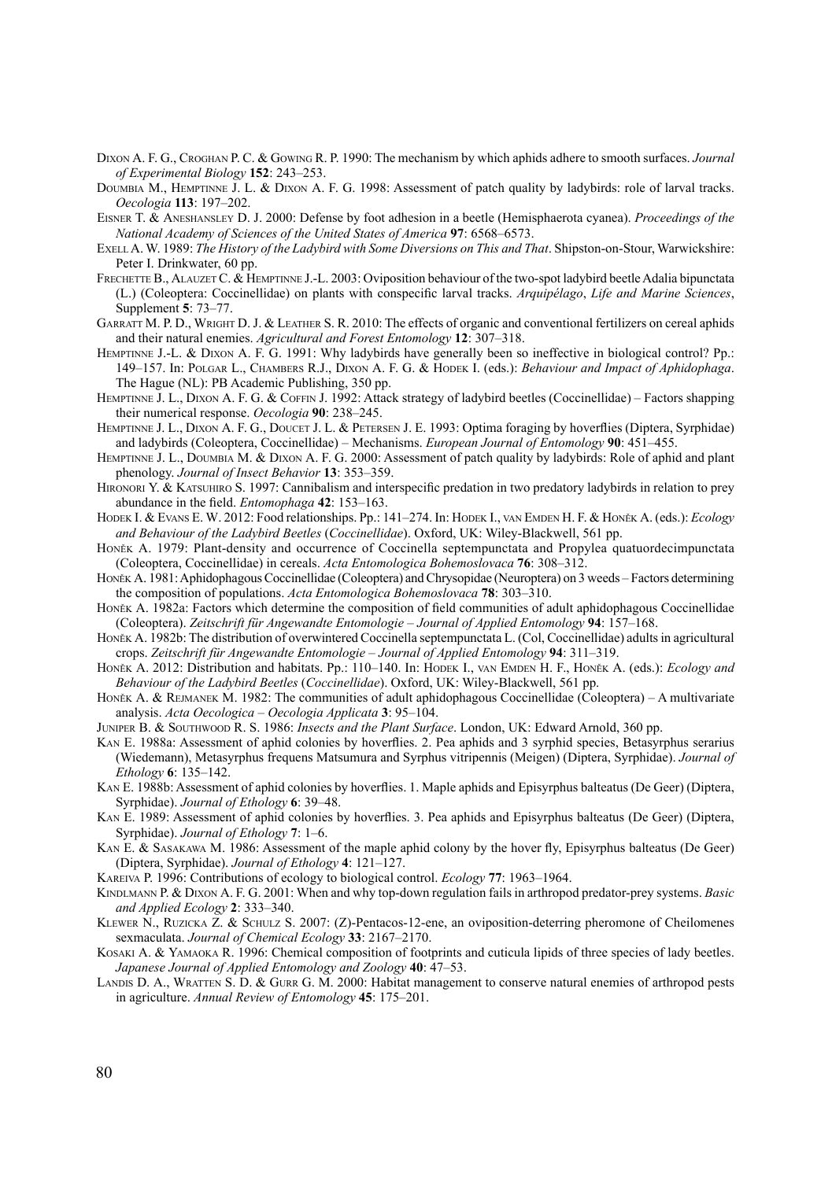Dixon A. F. G., Croghan P. C. & Gowing R. P. 1990: The mechanism by which aphids adhere to smooth surfaces. *Journal of Experimental Biology* **152**: 243–253.

Doumbia M., Hemptinne J. L. & Dixon A. F. G. 1998: Assessment of patch quality by ladybirds: role of larval tracks. *Oecologia* **113**: 197–202.

Eisner T. & Aneshansley D. J. 2000: Defense by foot adhesion in a beetle (Hemisphaerota cyanea). *Proceedings of the National Academy of Sciences of the United States of America* **97**: 6568–6573.

Exell A. W. 1989: *The History of the Ladybird with Some Diversions on This and That*. Shipston-on-Stour, Warwickshire: Peter I. Drinkwater, 60 pp.

Frechette B., Alauzet C. & Hemptinne J.-L. 2003: Oviposition behaviour of the two-spot ladybird beetle Adalia bipunctata (L.) (Coleoptera: Coccinellidae) on plants with conspecific larval tracks. *Arquipélago*, *Life and Marine Sciences*, Supplement **5**: 73–77.

Garratt M. P. D., Wright D. J. & Leather S. R. 2010: The effects of organic and conventional fertilizers on cereal aphids and their natural enemies. *Agricultural and Forest Entomology* **12**: 307–318.

Hemptinne J.-L. & Dixon A. F. G. 1991: Why ladybirds have generally been so ineffective in biological control? Pp.: 149–157. In: Polgar L., Chambers R.J., Dixon A. F. G. & Hodek I. (eds.): *Behaviour and Impact of Aphidophaga*. The Hague (NL): PB Academic Publishing, 350 pp.

Hemptinne J. L., Dixon A. F. G. & Coffin J. 1992: Attack strategy of ladybird beetles (Coccinellidae) – Factors shapping their numerical response. *Oecologia* **90**: 238–245.

Hemptinne J. L., Dixon A. F. G., Doucet J. L. & Petersen J. E. 1993: Optima foraging by hoverflies (Diptera, Syrphidae) and ladybirds (Coleoptera, Coccinellidae) – Mechanisms. *European Journal of Entomology* **90**: 451–455.

Hemptinne J. L., Doumbia M. & Dixon A. F. G. 2000: Assessment of patch quality by ladybirds: Role of aphid and plant phenology. *Journal of Insect Behavior* **13**: 353–359.

Hironori Y. & Katsuhiro S. 1997: Cannibalism and interspecific predation in two predatory ladybirds in relation to prey abundance in the field. *Entomophaga* **42**: 153–163.

Hodek I. & Evans E. W. 2012: Food relationships. Pp.: 141–274. In: Hodek I., van Emden H. F. & Honěk A. (eds.): *Ecology and Behaviour of the Ladybird Beetles* (*Coccinellidae*). Oxford, UK: Wiley-Blackwell, 561 pp.

Honěk A. 1979: Plant-density and occurrence of Coccinella septempunctata and Propylea quatuordecimpunctata (Coleoptera, Coccinellidae) in cereals. *Acta Entomologica Bohemoslovaca* **76**: 308–312.

Honěk A. 1981: Aphidophagous Coccinellidae (Coleoptera) and Chrysopidae (Neuroptera) on 3 weeds – Factors determining the composition of populations. *Acta Entomologica Bohemoslovaca* **78**: 303–310.

Honěk A. 1982a: Factors which determine the composition of field communities of adult aphidophagous Coccinellidae (Coleoptera). *Zeitschrift für Angewandte Entomologie – Journal of Applied Entomology* **94**: 157–168.

Honěk A. 1982b: The distribution of overwintered Coccinella septempunctata L. (Col, Coccinellidae) adults in agricultural crops. *Zeitschrift für Angewandte Entomologie – Journal of Applied Entomology* **94**: 311–319.

Honěk A. 2012: Distribution and habitats. Pp.: 110–140. In: Hodek I., van Emden H. F., Honěk A. (eds.): *Ecology and Behaviour of the Ladybird Beetles* (*Coccinellidae*). Oxford, UK: Wiley-Blackwell, 561 pp.

Honěk A. & Rejmanek M. 1982: The communities of adult aphidophagous Coccinellidae (Coleoptera) – A multivariate analysis. *Acta Oecologica – Oecologia Applicata* **3**: 95–104.

Juniper B. & Southwood R. S. 1986: *Insects and the Plant Surface*. London, UK: Edward Arnold, 360 pp.

Kan E. 1988a: Assessment of aphid colonies by hoverflies. 2. Pea aphids and 3 syrphid species, Betasyrphus serarius (Wiedemann), Metasyrphus frequens Matsumura and Syrphus vitripennis (Meigen) (Diptera, Syrphidae). *Journal of Ethology* **6**: 135–142.

Kan E. 1988b: Assessment of aphid colonies by hoverflies. 1. Maple aphids and Episyrphus balteatus (De Geer) (Diptera, Syrphidae). *Journal of Ethology* **6**: 39–48.

Kan E. 1989: Assessment of aphid colonies by hoverflies. 3. Pea aphids and Episyrphus balteatus (De Geer) (Diptera, Syrphidae). *Journal of Ethology* **7**: 1–6.

Kan E. & Sasakawa M. 1986: Assessment of the maple aphid colony by the hover fly, Episyrphus balteatus (De Geer) (Diptera, Syrphidae). *Journal of Ethology* **4**: 121–127.

Kareiva P. 1996: Contributions of ecology to biological control. *Ecology* **77**: 1963–1964.

Kindlmann P. & Dixon A. F. G. 2001: When and why top-down regulation fails in arthropod predator-prey systems. *Basic and Applied Ecology* **2**: 333–340.

Klewer N., Ruzicka Z. & Schulz S. 2007: (Z)-Pentacos-12-ene, an oviposition-deterring pheromone of Cheilomenes sexmaculata. *Journal of Chemical Ecology* **33**: 2167–2170.

Kosaki A. & Yamaoka R. 1996: Chemical composition of footprints and cuticula lipids of three species of lady beetles. *Japanese Journal of Applied Entomology and Zoology* **40**: 47–53.

Landis D. A., Wratten S. D. & Gurr G. M. 2000: Habitat management to conserve natural enemies of arthropod pests in agriculture. *Annual Review of Entomology* **45**: 175–201.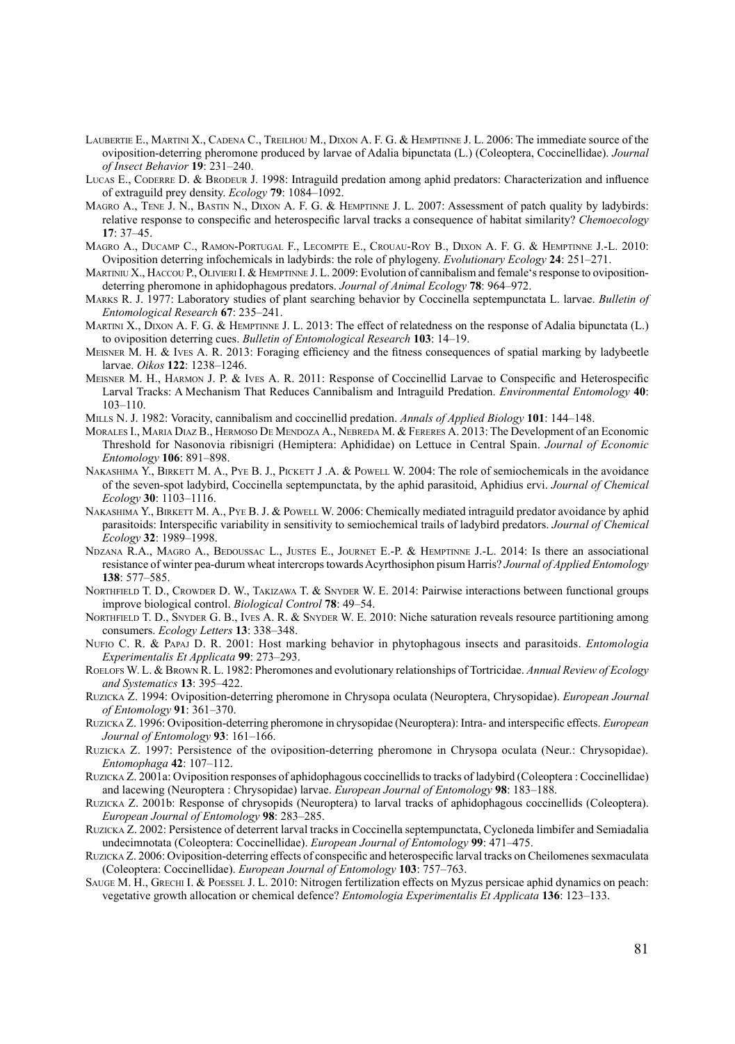Laubertie E., Martini X., Cadena C., Treilhou M., Dixon A. F. G. & Hemptinne J. L. 2006: The immediate source of the oviposition-deterring pheromone produced by larvae of Adalia bipunctata (L.) (Coleoptera, Coccinellidae). *Journal of Insect Behavior* **19**: 231–240.

Lucas E., Coderre D. & Brodeur J. 1998: Intraguild predation among aphid predators: Characterization and influence of extraguild prey density. *Ecology* **79**: 1084–1092.

Magro A., Tene J. N., Bastin N., Dixon A. F. G. & Hemptinne J. L. 2007: Assessment of patch quality by ladybirds: relative response to conspecific and heterospecific larval tracks a consequence of habitat similarity? *Chemoecology* **17**: 37–45.

Magro A., Ducamp C., Ramon-Portugal F., Lecompte E., Crouau-Roy B., Dixon A. F. G. & Hemptinne J.-L. 2010: Oviposition deterring infochemicals in ladybirds: the role of phylogeny. *Evolutionary Ecology* **24**: 251–271.

Martiniu X., Haccou P., Olivieri I. & Hemptinne J. L. 2009: Evolution of cannibalism and female's response to oviposition-deterring pheromone in aphidophagous predators. *Journal of Animal Ecology* **78**: 964–972.

Marks R. J. 1977: Laboratory studies of plant searching behavior by Coccinella septempunctata L. larvae. *Bulletin of Entomological Research* **67**: 235–241.

Martini X., Dixon A. F. G. & Hemptinne J. L. 2013: The effect of relatedness on the response of Adalia bipunctata (L.) to oviposition deterring cues. *Bulletin of Entomological Research* **103**: 14–19.

Meisner M. H. & Ives A. R. 2013: Foraging efficiency and the fitness consequences of spatial marking by ladybeetle larvae. *Oikos* **122**: 1238–1246.

Meisner M. H., Harmon J. P. & Ives A. R. 2011: Response of Coccinellid Larvae to Conspecific and Heterospecific Larval Tracks: A Mechanism That Reduces Cannibalism and Intraguild Predation. *Environmental Entomology* **40**: 103–110.

Mills N. J. 1982: Voracity, cannibalism and coccinellid predation. *Annals of Applied Biology* **101**: 144–148.

Morales I., Maria Diaz B., Hermoso De Mendoza A., Nebreda M. & Fereres A. 2013: The Development of an Economic Threshold for Nasonovia ribisnigri (Hemiptera: Aphididae) on Lettuce in Central Spain. *Journal of Economic Entomology* **106**: 891–898.

Nakashima Y., Birkett M. A., Pye B. J., Pickett J .A. & Powell W. 2004: The role of semiochemicals in the avoidance of the seven-spot ladybird, Coccinella septempunctata, by the aphid parasitoid, Aphidius ervi. *Journal of Chemical Ecology* **30**: 1103–1116.

Nakashima Y., Birkett M. A., Pye B. J. & Powell W. 2006: Chemically mediated intraguild predator avoidance by aphid parasitoids: Interspecific variability in sensitivity to semiochemical trails of ladybird predators. *Journal of Chemical Ecology* **32**: 1989–1998.

Ndzana R.A., Magro A., Bedoussac L., Justes E., Journet E.-P. & Hemptinne J.-L. 2014: Is there an associational resistance of winter pea-durum wheat intercrops towards Acyrthosiphon pisum Harris? *Journal of Applied Entomology* **138**: 577–585.

Northfield T. D., Crowder D. W., Takizawa T. & Snyder W. E. 2014: Pairwise interactions between functional groups improve biological control. *Biological Control* **78**: 49–54.

Northfield T. D., Snyder G. B., Ives A. R. & Snyder W. E. 2010: Niche saturation reveals resource partitioning among consumers. *Ecology Letters* **13**: 338–348.

Nufio C. R. & Papaj D. R. 2001: Host marking behavior in phytophagous insects and parasitoids. *Entomologia Experimentalis Et Applicata* **99**: 273–293.

Roelofs W. L. & Brown R. L. 1982: Pheromones and evolutionary relationships of Tortricidae. *Annual Review of Ecology and Systematics* **13**: 395–422.

Ruzicka Z. 1994: Oviposition-deterring pheromone in Chrysopa oculata (Neuroptera, Chrysopidae). *European Journal of Entomology* **91**: 361–370.

Ruzicka Z. 1996: Oviposition-deterring pheromone in chrysopidae (Neuroptera): Intra- and interspecific effects. *European Journal of Entomology* **93**: 161–166.

Ruzicka Z. 1997: Persistence of the oviposition-deterring pheromone in Chrysopa oculata (Neur.: Chrysopidae). *Entomophaga* **42**: 107–112.

Ruzicka Z. 2001a: Oviposition responses of aphidophagous coccinellids to tracks of ladybird (Coleoptera : Coccinellidae) and lacewing (Neuroptera : Chrysopidae) larvae. *European Journal of Entomology* **98**: 183–188.

Ruzicka Z. 2001b: Response of chrysopids (Neuroptera) to larval tracks of aphidophagous coccinellids (Coleoptera). *European Journal of Entomology* **98**: 283–285.

Ruzicka Z. 2002: Persistence of deterrent larval tracks in Coccinella septempunctata, Cycloneda limbifer and Semiadalia undecimnotata (Coleoptera: Coccinellidae). *European Journal of Entomology* **99**: 471–475.

Ruzicka Z. 2006: Oviposition-deterring effects of conspecific and heterospecific larval tracks on Cheilomenes sexmaculata (Coleoptera: Coccinellidae). *European Journal of Entomology* **103**: 757–763.

Sauge M. H., Grechi I. & Poessel J. L. 2010: Nitrogen fertilization effects on Myzus persicae aphid dynamics on peach: vegetative growth allocation or chemical defence? *Entomologia Experimentalis Et Applicata* **136**: 123–133.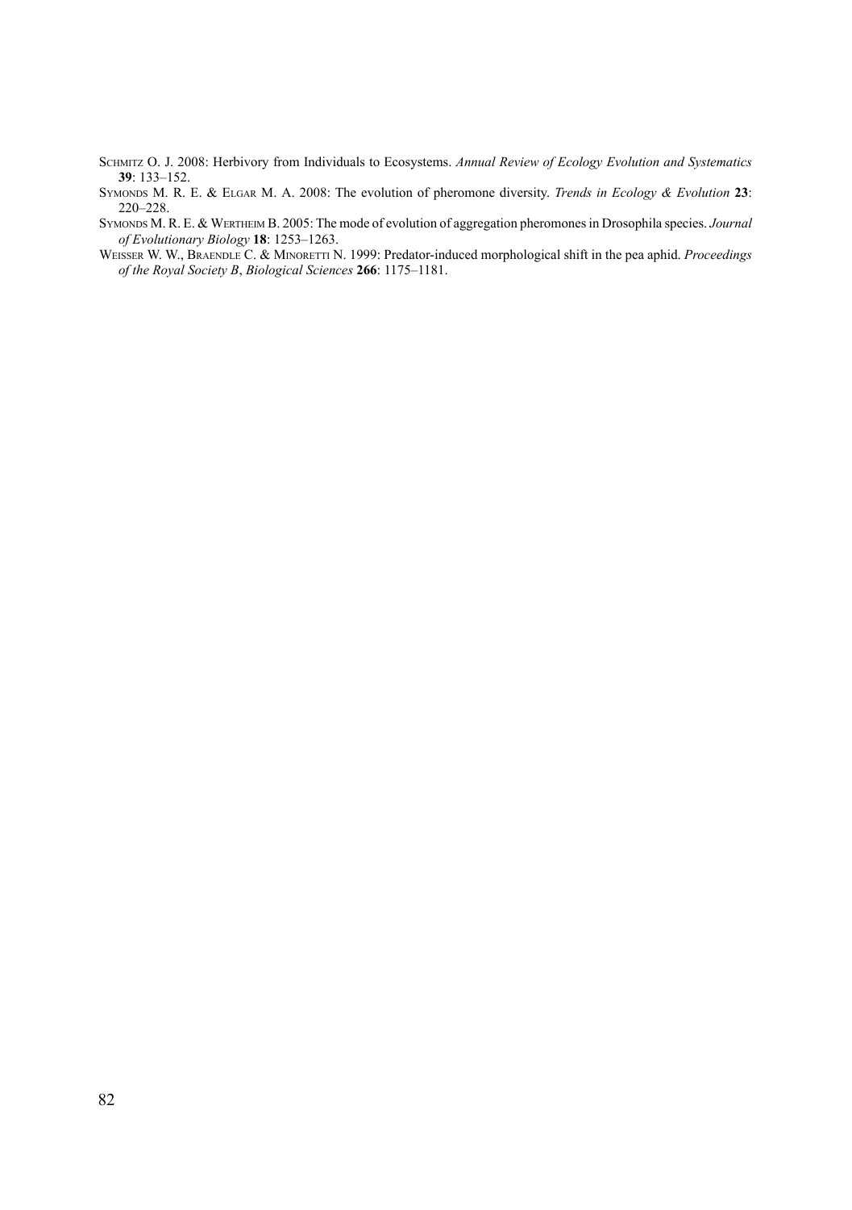SCHMITZ O. J. 2008: Herbivory from Individuals to Ecosystems. *Annual Review of Ecology Evolution and Systematics* **39**: 133–152.

SYMONDS M. R. E. & ELGAR M. A. 2008: The evolution of pheromone diversity. *Trends in Ecology & Evolution* **23**: 220–228.

SYMONDS M. R. E. & WERTHEIM B. 2005: The mode of evolution of aggregation pheromones in Drosophila species. *Journal of Evolutionary Biology* **18**: 1253–1263.

WEISSER W. W., BRAENDLE C. & MINORETTI N. 1999: Predator-induced morphological shift in the pea aphid. *Proceedings of the Royal Society B, Biological Sciences* **266**: 1175–1181.